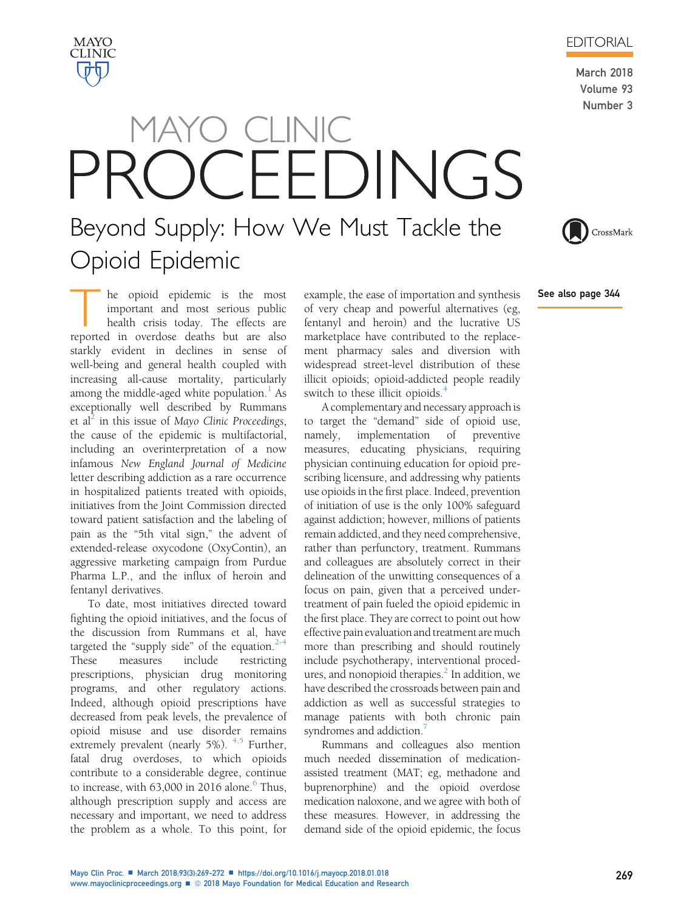EDITORIAL

# Beyond Supply: How We Must Tackle the Opioid Epidemic

See also page 344

The opioid epidemic is the most important and most serious public health crisis today. The effects are reported in overdose deaths but are also starkly evident in declines in sense of well-being and general health coupled with increasing all-cause mortality, particularly among the middle-aged white population.[1] As exceptionally well described by Rummans et al[2] in this issue of *Mayo Clinic Proceedings*, the cause of the epidemic is multifactorial, including an overinterpretation of a now infamous *New England Journal of Medicine* letter describing addiction as a rare occurrence in hospitalized patients treated with opioids, initiatives from the Joint Commission directed toward patient satisfaction and the labeling of pain as the "5th vital sign," the advent of extended-release oxycodone (OxyContin), an aggressive marketing campaign from Purdue Pharma L.P., and the influx of heroin and fentanyl derivatives.

To date, most initiatives directed toward fighting the opioid initiatives, and the focus of the discussion from Rummans et al, have targeted the "supply side" of the equation.[2-4] These measures include restricting prescriptions, physician drug monitoring programs, and other regulatory actions. Indeed, although opioid prescriptions have decreased from peak levels, the prevalence of opioid misuse and use disorder remains extremely prevalent (nearly 5%).[4,5] Further, fatal drug overdoses, to which opioids contribute to a considerable degree, continue to increase, with 63,000 in 2016 alone.[6] Thus, although prescription supply and access are necessary and important, we need to address the problem as a whole. To this point, for example, the ease of importation and synthesis of very cheap and powerful alternatives (eg, fentanyl and heroin) and the lucrative US marketplace have contributed to the replacement pharmacy sales and diversion with widespread street-level distribution of these illicit opioids; opioid-addicted people readily switch to these illicit opioids.[4]

A complementary and necessary approach is to target the "demand" side of opioid use, namely, implementation of preventive measures, educating physicians, requiring physician continuing education for opioid prescribing licensure, and addressing why patients use opioids in the first place. Indeed, prevention of initiation of use is the only 100% safeguard against addiction; however, millions of patients remain addicted, and they need comprehensive, rather than perfunctory, treatment. Rummans and colleagues are absolutely correct in their delineation of the unwitting consequences of a focus on pain, given that a perceived undertreatment of pain fueled the opioid epidemic in the first place. They are correct to point out how effective pain evaluation and treatment are much more than prescribing and should routinely include psychotherapy, interventional procedures, and nonopioid therapies.[2] In addition, we have described the crossroads between pain and addiction as well as successful strategies to manage patients with both chronic pain syndromes and addiction.[7]

Rummans and colleagues also mention much needed dissemination of medication-assisted treatment (MAT; eg, methadone and buprenorphine) and the opioid overdose medication naloxone, and we agree with both of these measures. However, in addressing the demand side of the opioid epidemic, the focus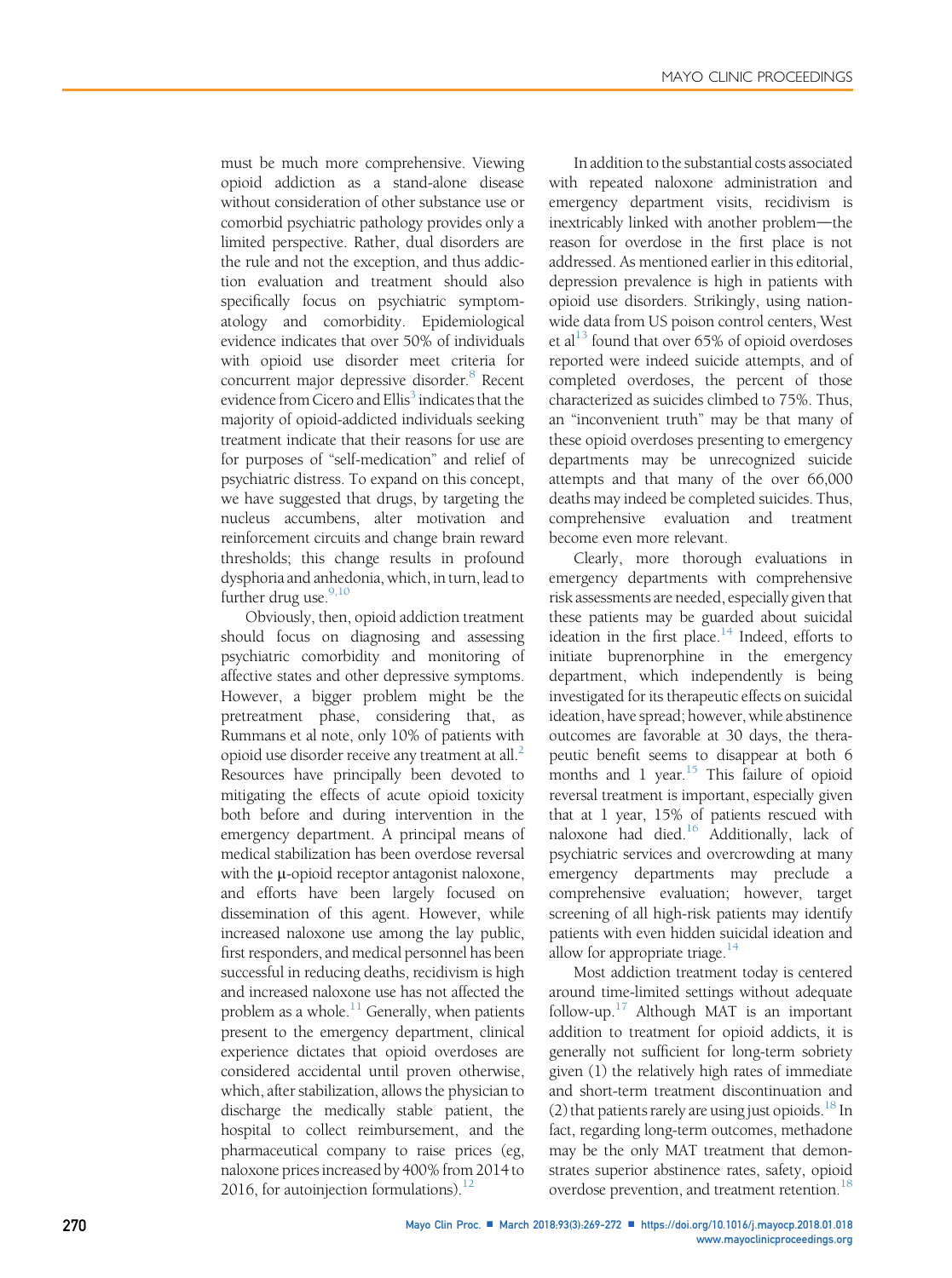must be much more comprehensive. Viewing opioid addiction as a stand-alone disease without consideration of other substance use or comorbid psychiatric pathology provides only a limited perspective. Rather, dual disorders are the rule and not the exception, and thus addiction evaluation and treatment should also specifically focus on psychiatric symptomatology and comorbidity. Epidemiological evidence indicates that over 50% of individuals with opioid use disorder meet criteria for concurrent major depressive disorder.[8] Recent evidence from Cicero and Ellis[3] indicates that the majority of opioid-addicted individuals seeking treatment indicate that their reasons for use are for purposes of "self-medication" and relief of psychiatric distress. To expand on this concept, we have suggested that drugs, by targeting the nucleus accumbens, alter motivation and reinforcement circuits and change brain reward thresholds; this change results in profound dysphoria and anhedonia, which, in turn, lead to further drug use.[9,10]

Obviously, then, opioid addiction treatment should focus on diagnosing and assessing psychiatric comorbidity and monitoring of affective states and other depressive symptoms. However, a bigger problem might be the pretreatment phase, considering that, as Rummans et al note, only 10% of patients with opioid use disorder receive any treatment at all.[2] Resources have principally been devoted to mitigating the effects of acute opioid toxicity both before and during intervention in the emergency department. A principal means of medical stabilization has been overdose reversal with the μ-opioid receptor antagonist naloxone, and efforts have been largely focused on dissemination of this agent. However, while increased naloxone use among the lay public, first responders, and medical personnel has been successful in reducing deaths, recidivism is high and increased naloxone use has not affected the problem as a whole.[11] Generally, when patients present to the emergency department, clinical experience dictates that opioid overdoses are considered accidental until proven otherwise, which, after stabilization, allows the physician to discharge the medically stable patient, the hospital to collect reimbursement, and the pharmaceutical company to raise prices (eg, naloxone prices increased by 400% from 2014 to 2016, for autoinjection formulations).[12]

In addition to the substantial costs associated with repeated naloxone administration and emergency department visits, recidivism is inextricably linked with another problem—the reason for overdose in the first place is not addressed. As mentioned earlier in this editorial, depression prevalence is high in patients with opioid use disorders. Strikingly, using nationwide data from US poison control centers, West et al[13] found that over 65% of opioid overdoses reported were indeed suicide attempts, and of completed overdoses, the percent of those characterized as suicides climbed to 75%. Thus, an "inconvenient truth" may be that many of these opioid overdoses presenting to emergency departments may be unrecognized suicide attempts and that many of the over 66,000 deaths may indeed be completed suicides. Thus, comprehensive evaluation and treatment become even more relevant.

Clearly, more thorough evaluations in emergency departments with comprehensive risk assessments are needed, especially given that these patients may be guarded about suicidal ideation in the first place.[14] Indeed, efforts to initiate buprenorphine in the emergency department, which independently is being investigated for its therapeutic effects on suicidal ideation, have spread; however, while abstinence outcomes are favorable at 30 days, the therapeutic benefit seems to disappear at both 6 months and 1 year.[15] This failure of opioid reversal treatment is important, especially given that at 1 year, 15% of patients rescued with naloxone had died.[16] Additionally, lack of psychiatric services and overcrowding at many emergency departments may preclude a comprehensive evaluation; however, target screening of all high-risk patients may identify patients with even hidden suicidal ideation and allow for appropriate triage.[14]

Most addiction treatment today is centered around time-limited settings without adequate follow-up.[17] Although MAT is an important addition to treatment for opioid addicts, it is generally not sufficient for long-term sobriety given (1) the relatively high rates of immediate and short-term treatment discontinuation and (2) that patients rarely are using just opioids.[18] In fact, regarding long-term outcomes, methadone may be the only MAT treatment that demonstrates superior abstinence rates, safety, opioid overdose prevention, and treatment retention.[18]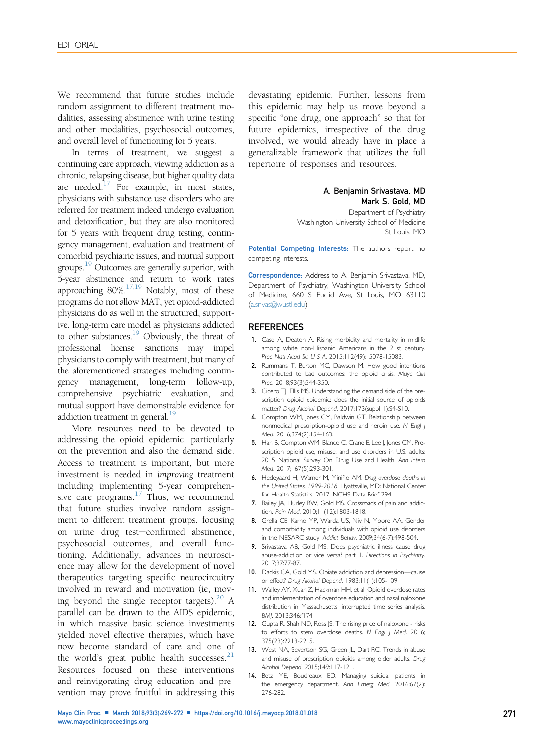We recommend that future studies include random assignment to different treatment modalities, assessing abstinence with urine testing and other modalities, psychosocial outcomes, and overall level of functioning for 5 years.

In terms of treatment, we suggest a continuing care approach, viewing addiction as a chronic, relapsing disease, but higher quality data are needed.[17] For example, in most states, physicians with substance use disorders who are referred for treatment indeed undergo evaluation and detoxification, but they are also monitored for 5 years with frequent drug testing, contingency management, evaluation and treatment of comorbid psychiatric issues, and mutual support groups.[19] Outcomes are generally superior, with 5-year abstinence and return to work rates approaching 80%.[17,19] Notably, most of these programs do not allow MAT, yet opioid-addicted physicians do as well in the structured, supportive, long-term care model as physicians addicted to other substances.[19] Obviously, the threat of professional license sanctions may impel physicians to comply with treatment, but many of the aforementioned strategies including contingency management, long-term follow-up, comprehensive psychiatric evaluation, and mutual support have demonstrable evidence for addiction treatment in general.[19]

More resources need to be devoted to addressing the opioid epidemic, particularly on the prevention and also the demand side. Access to treatment is important, but more investment is needed in *improving* treatment including implementing 5-year comprehensive care programs.[17] Thus, we recommend that future studies involve random assignment to different treatment groups, focusing on urine drug test−confirmed abstinence, psychosocial outcomes, and overall functioning. Additionally, advances in neuroscience may allow for the development of novel therapeutics targeting specific neurocircuitry involved in reward and motivation (ie, moving beyond the single receptor targets).[20] A parallel can be drawn to the AIDS epidemic, in which massive basic science investments yielded novel effective therapies, which have now become standard of care and one of the world's great public health successes.[21] Resources focused on these interventions and reinvigorating drug education and prevention may prove fruitful in addressing this devastating epidemic. Further, lessons from this epidemic may help us move beyond a specific "one drug, one approach" so that for future epidemics, irrespective of the drug involved, we would already have in place a generalizable framework that utilizes the full repertoire of responses and resources.

**A. Benjamin Srivastava, MD**
**Mark S. Gold, MD**
Department of Psychiatry
Washington University School of Medicine
St Louis, MO

**Potential Competing Interests:** The authors report no competing interests.

**Correspondence:** Address to A. Benjamin Srivastava, MD, Department of Psychiatry, Washington University School of Medicine, 660 S Euclid Ave, St Louis, MO 63110 (a.srivas@wustl.edu).

## REFERENCES

1. Case A, Deaton A. Rising morbidity and mortality in midlife among white non-Hispanic Americans in the 21st century. *Proc Natl Acad Sci U S A*. 2015;112(49):15078-15083.
2. Rummans T, Burton MC, Dawson M. How good intentions contributed to bad outcomes: the opioid crisis. *Mayo Clin Proc*. 2018;93(3):344-350.
3. Cicero TJ, Ellis MS. Understanding the demand side of the prescription opioid epidemic: does the initial source of opioids matter? *Drug Alcohol Depend*. 2017;173(suppl 1):S4-S10.
4. Compton WM, Jones CM, Baldwin GT. Relationship between nonmedical prescription-opioid use and heroin use. *N Engl J Med*. 2016;374(2):154-163.
5. Han B, Compton WM, Blanco C, Crane E, Lee J, Jones CM. Prescription opioid use, misuse, and use disorders in U.S. adults: 2015 National Survey On Drug Use and Health. *Ann Intern Med*. 2017;167(5):293-301.
6. Hedegaard H, Warner M, Miniño AM. *Drug overdose deaths in the United States, 1999-2016*. Hyattsville, MD: National Center for Health Statistics; 2017. NCHS Data Brief 294.
7. Bailey JA, Hurley RW, Gold MS. Crossroads of pain and addiction. *Pain Med*. 2010;11(12):1803-1818.
8. Grella CE, Karno MP, Warda US, Niv N, Moore AA. Gender and comorbidity among individuals with opioid use disorders in the NESARC study. *Addict Behav*. 2009;34(6-7):498-504.
9. Srivastava AB, Gold MS. Does psychiatric illness cause drug abuse-addiction or vice versa? part 1. *Directions in Psychiatry*. 2017;37:77-87.
10. Dackis CA, Gold MS. Opiate addiction and depression—cause or effect? *Drug Alcohol Depend*. 1983;11(1):105-109.
11. Walley AY, Xuan Z, Hackman HH, et al. Opioid overdose rates and implementation of overdose education and nasal naloxone distribution in Massachusetts: interrupted time series analysis. *BMJ*. 2013;346:f174.
12. Gupta R, Shah ND, Ross JS. The rising price of naloxone - risks to efforts to stem overdose deaths. *N Engl J Med*. 2016; 375(23):2213-2215.
13. West NA, Severtson SG, Green JL, Dart RC. Trends in abuse and misuse of prescription opioids among older adults. *Drug Alcohol Depend*. 2015;149:117-121.
14. Betz ME, Boudreaux ED. Managing suicidal patients in the emergency department. *Ann Emerg Med*. 2016;67(2): 276-282.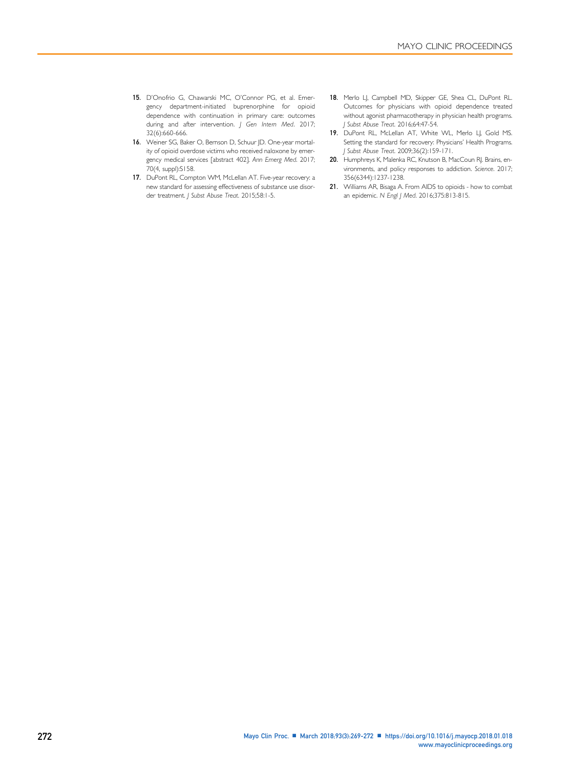15. D'Onofrio G, Chawarski MC, O'Connor PG, et al. Emergency department-initiated buprenorphine for opioid dependence with continuation in primary care: outcomes during and after intervention. *J Gen Intern Med*. 2017; 32(6):660-666.
16. Weiner SG, Baker O, Bernson D, Schuur JD. One-year mortality of opioid overdose victims who received naloxone by emergency medical services [abstract 402]. *Ann Emerg Med*. 2017; 70(4, suppl):S158.
17. DuPont RL, Compton WM, McLellan AT. Five-year recovery: a new standard for assessing effectiveness of substance use disorder treatment. *J Subst Abuse Treat*. 2015;58:1-5.
18. Merlo LJ, Campbell MD, Skipper GE, Shea CL, DuPont RL. Outcomes for physicians with opioid dependence treated without agonist pharmacotherapy in physician health programs. *J Subst Abuse Treat*. 2016;64:47-54.
19. DuPont RL, McLellan AT, White WL, Merlo LJ, Gold MS. Setting the standard for recovery: Physicians' Health Programs. *J Subst Abuse Treat*. 2009;36(2):159-171.
20. Humphreys K, Malenka RC, Knutson B, MacCoun RJ. Brains, environments, and policy responses to addiction. *Science*. 2017; 356(6344):1237-1238.
21. Williams AR, Bisaga A. From AIDS to opioids - how to combat an epidemic. *N Engl J Med*. 2016;375:813-815.